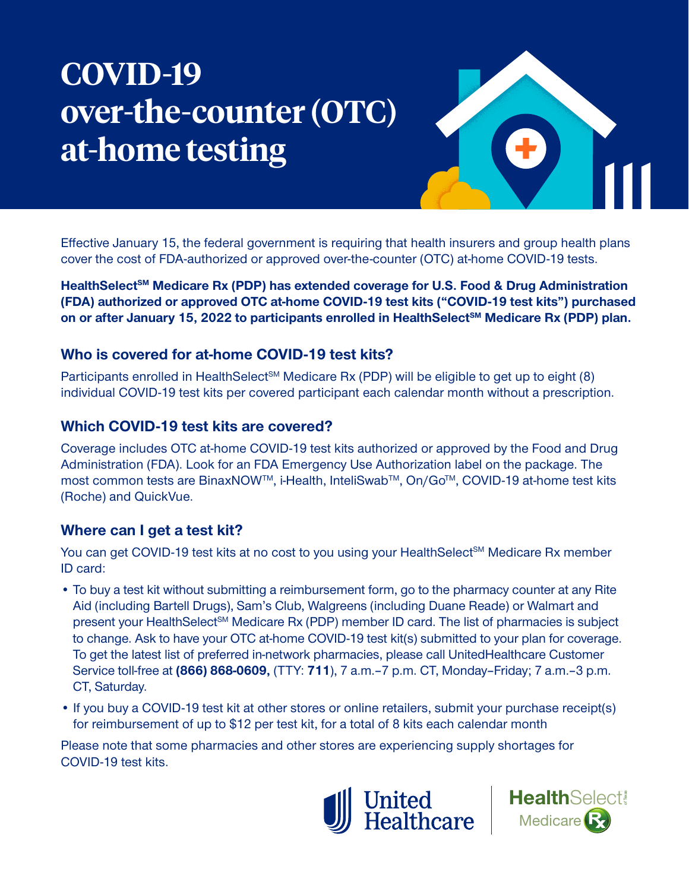# COVID-19 over-the-counter (OTC) at-home testing

Effective January 15, the federal government is requiring that health insurers and group health plans cover the cost of FDA-authorized or approved over-the-counter (OTC) at-home COVID-19 tests.

**HealthSelect℠ Medicare Rx (PDP) has extended coverage for U.S. Food & Drug Administration (FDA) authorized or approved OTC at-home COVID-19 test kits ("COVID-19 test kits") purchased on or after January 15, 2022 to participants enrolled in HealthSelect℠ Medicare Rx (PDP) plan.**

## Who is covered for at-home COVID-19 test kits?

Participants enrolled in HealthSelect℠ Medicare Rx (PDP) will be eligible to get up to eight (8) individual COVID-19 test kits per covered participant each calendar month without a prescription.

## Which COVID-19 test kits are covered?

Coverage includes OTC at-home COVID-19 test kits authorized or approved by the Food and Drug Administration (FDA). Look for an FDA Emergency Use Authorization label on the package. The most common tests are BinaxNOW™, i-Health, InteliSwab™, On/Go™, COVID-19 at-home test kits (Roche) and QuickVue.

## Where can I get a test kit?

You can get COVID-19 test kits at no cost to you using your HealthSelect℠ Medicare Rx member ID card:

- To buy a test kit without submitting a reimbursement form, go to the pharmacy counter at any Rite Aid (including Bartell Drugs), Sam's Club, Walgreens (including Duane Reade) or Walmart and present your HealthSelect℠ Medicare Rx (PDP) member ID card. The list of pharmacies is subject to change. Ask to have your OTC at-home COVID-19 test kit(s) submitted to your plan for coverage. To get the latest list of preferred in-network pharmacies, please call UnitedHealthcare Customer Service toll-free at **(866) 868-0609,** (TTY: **711**), 7 a.m.–7 p.m. CT, Monday–Friday; 7 a.m.–3 p.m. CT, Saturday.
- If you buy a COVID-19 test kit at other stores or online retailers, submit your purchase receipt(s) for reimbursement of up to $12 per test kit, for a total of 8 kits each calendar month

Please note that some pharmacies and other stores are experiencing supply shortages for COVID-19 test kits.

United Healthcare | HealthSelect Medicare Rx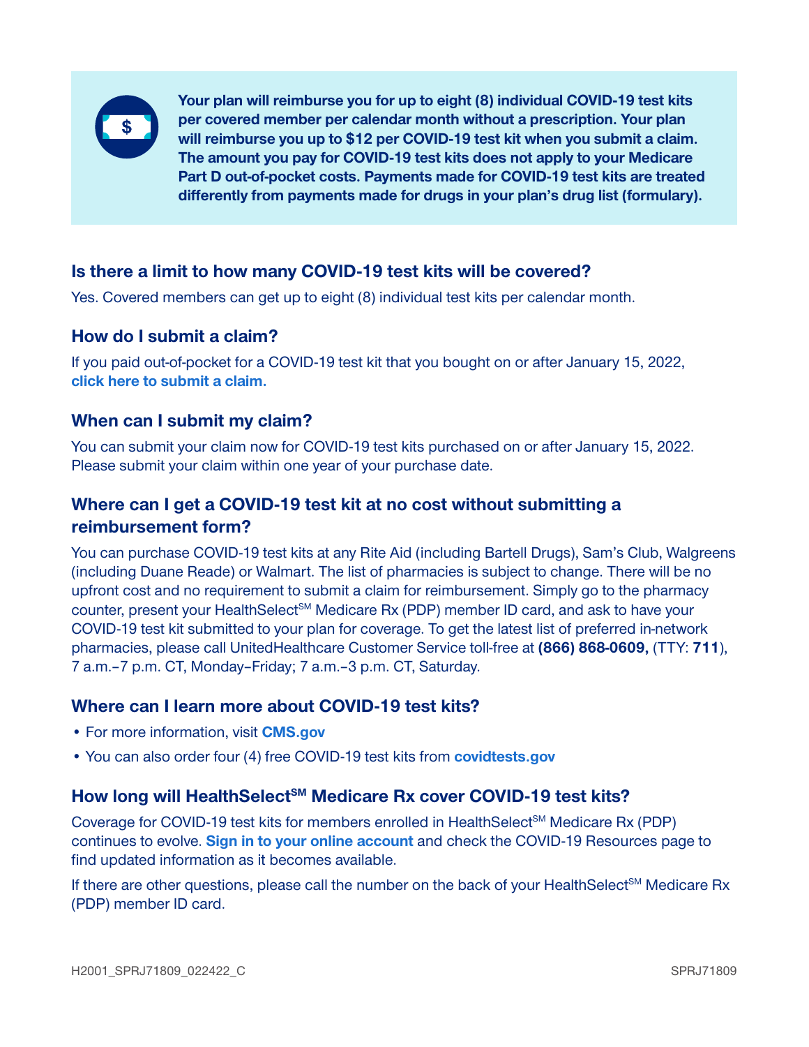**Your plan will reimburse you for up to eight (8) individual COVID-19 test kits per covered member per calendar month without a prescription. Your plan will reimburse you up to $12 per COVID-19 test kit when you submit a claim. The amount you pay for COVID-19 test kits does not apply to your Medicare Part D out-of-pocket costs. Payments made for COVID-19 test kits are treated differently from payments made for drugs in your plan's drug list (formulary).**

## Is there a limit to how many COVID-19 test kits will be covered?

Yes. Covered members can get up to eight (8) individual test kits per calendar month.

## How do I submit a claim?

If you paid out-of-pocket for a COVID-19 test kit that you bought on or after January 15, 2022, **click here to submit a claim.**

## When can I submit my claim?

You can submit your claim now for COVID-19 test kits purchased on or after January 15, 2022. Please submit your claim within one year of your purchase date.

## Where can I get a COVID-19 test kit at no cost without submitting a reimbursement form?

You can purchase COVID-19 test kits at any Rite Aid (including Bartell Drugs), Sam's Club, Walgreens (including Duane Reade) or Walmart. The list of pharmacies is subject to change. There will be no upfront cost and no requirement to submit a claim for reimbursement. Simply go to the pharmacy counter, present your HealthSelect℠ Medicare Rx (PDP) member ID card, and ask to have your COVID-19 test kit submitted to your plan for coverage. To get the latest list of preferred in-network pharmacies, please call UnitedHealthcare Customer Service toll-free at **(866) 868-0609,** (TTY: **711**), 7 a.m.–7 p.m. CT, Monday–Friday; 7 a.m.–3 p.m. CT, Saturday.

## Where can I learn more about COVID-19 test kits?

- For more information, visit **CMS.gov**
- You can also order four (4) free COVID-19 test kits from **covidtests.gov**

## How long will HealthSelect℠ Medicare Rx cover COVID-19 test kits?

Coverage for COVID-19 test kits for members enrolled in HealthSelect℠ Medicare Rx (PDP) continues to evolve. **Sign in to your online account** and check the COVID-19 Resources page to find updated information as it becomes available.

If there are other questions, please call the number on the back of your HealthSelect℠ Medicare Rx (PDP) member ID card.

H2001_SPRJ71809_022422_C

SPRJ71809